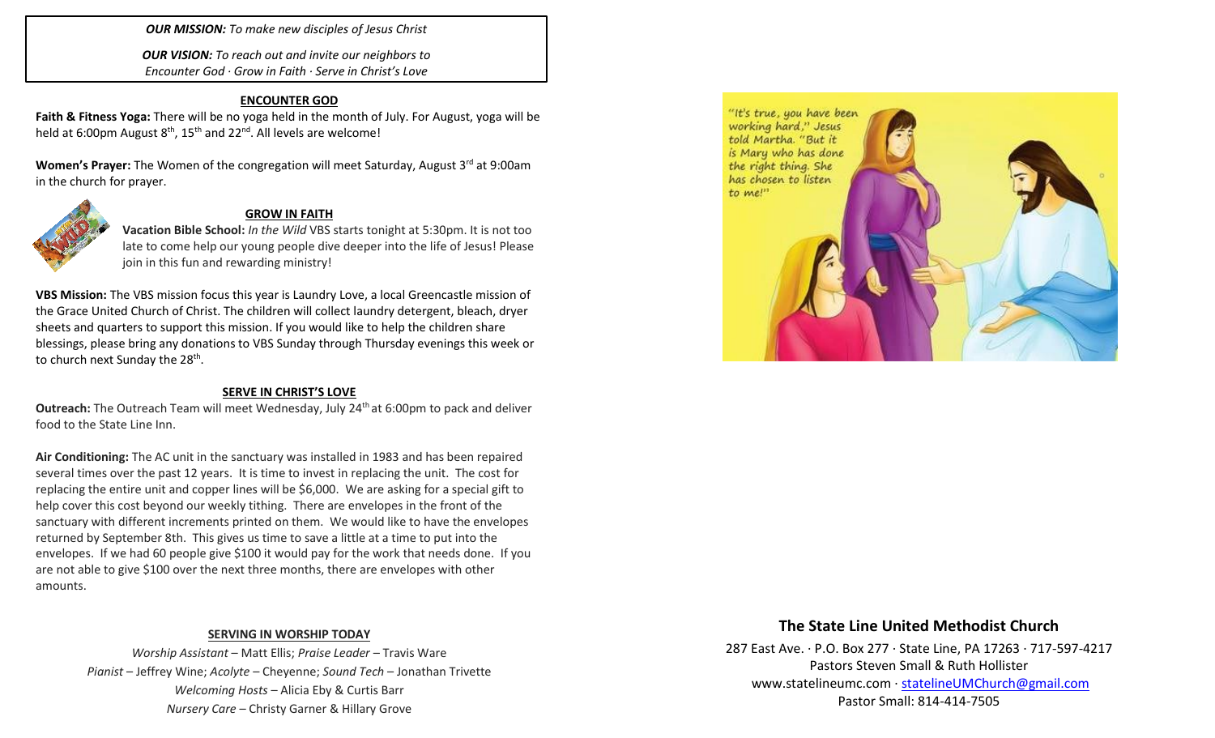***OUR MISSION:*** *To make new disciples of Jesus Christ*

***OUR VISION:*** *To reach out and invite our neighbors to Encounter God · Grow in Faith · Serve in Christ's Love*

## ENCOUNTER GOD

**Faith & Fitness Yoga:** There will be no yoga held in the month of July. For August, yoga will be held at 6:00pm August 8th, 15th and 22nd. All levels are welcome!

**Women's Prayer:** The Women of the congregation will meet Saturday, August 3rd at 9:00am in the church for prayer.

## GROW IN FAITH

**Vacation Bible School:** *In the Wild* VBS starts tonight at 5:30pm. It is not too late to come help our young people dive deeper into the life of Jesus! Please join in this fun and rewarding ministry!

**VBS Mission:** The VBS mission focus this year is Laundry Love, a local Greencastle mission of the Grace United Church of Christ. The children will collect laundry detergent, bleach, dryer sheets and quarters to support this mission. If you would like to help the children share blessings, please bring any donations to VBS Sunday through Thursday evenings this week or to church next Sunday the 28th.

## SERVE IN CHRIST'S LOVE

**Outreach:** The Outreach Team will meet Wednesday, July 24th at 6:00pm to pack and deliver food to the State Line Inn.

**Air Conditioning:** The AC unit in the sanctuary was installed in 1983 and has been repaired several times over the past 12 years. It is time to invest in replacing the unit. The cost for replacing the entire unit and copper lines will be $6,000. We are asking for a special gift to help cover this cost beyond our weekly tithing. There are envelopes in the front of the sanctuary with different increments printed on them. We would like to have the envelopes returned by September 8th. This gives us time to save a little at a time to put into the envelopes. If we had 60 people give $100 it would pay for the work that needs done. If you are not able to give $100 over the next three months, there are envelopes with other amounts.

## SERVING IN WORSHIP TODAY

*Worship Assistant* – Matt Ellis; *Praise Leader* – Travis Ware
*Pianist* – Jeffrey Wine; *Acolyte* – Cheyenne; *Sound Tech* – Jonathan Trivette
*Welcoming Hosts* – Alicia Eby & Curtis Barr
*Nursery Care* – Christy Garner & Hillary Grove

"It's true, you have been working hard," Jesus told Martha. "But it is Mary who has done the right thing. She has chosen to listen to me!"

## The State Line United Methodist Church

287 East Ave. · P.O. Box 277 · State Line, PA 17263 · 717-597-4217
Pastors Steven Small & Ruth Hollister
www.statelineumc.com · statelineUMChurch@gmail.com
Pastor Small: 814-414-7505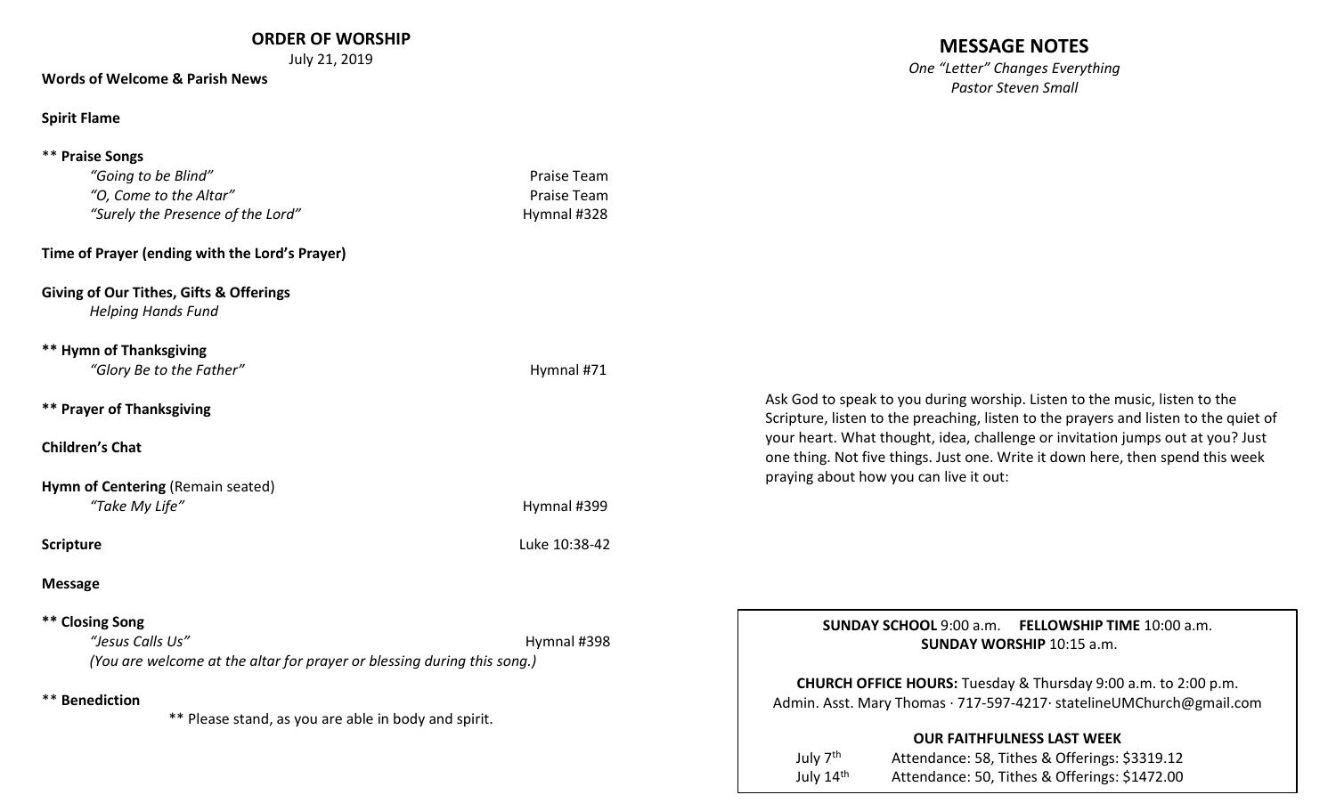## ORDER OF WORSHIP

July 21, 2019

**Words of Welcome & Parish News**

**Spirit Flame**

** **Praise Songs**

| | |
|---|---|
| *"Going to be Blind"* | Praise Team |
| *"O, Come to the Altar"* | Praise Team |
| *"Surely the Presence of the Lord"* | Hymnal #328 |

**Time of Prayer (ending with the Lord's Prayer)**

**Giving of Our Tithes, Gifts & Offerings**

*Helping Hands Fund*

** **Hymn of Thanksgiving**

*"Glory Be to the Father"* — Hymnal #71

** **Prayer of Thanksgiving**

**Children's Chat**

**Hymn of Centering** (Remain seated)

*"Take My Life"* — Hymnal #399

**Scripture** — Luke 10:38-42

**Message**

** **Closing Song**

*"Jesus Calls Us"* — Hymnal #398

*(You are welcome at the altar for prayer or blessing during this song.)*

** **Benediction**

** Please stand, as you are able in body and spirit.

## MESSAGE NOTES

*One "Letter" Changes Everything*

*Pastor Steven Small*

Ask God to speak to you during worship. Listen to the music, listen to the Scripture, listen to the preaching, listen to the prayers and listen to the quiet of your heart. What thought, idea, challenge or invitation jumps out at you? Just one thing. Not five things. Just one. Write it down here, then spend this week praying about how you can live it out:

**SUNDAY SCHOOL** 9:00 a.m. **FELLOWSHIP TIME** 10:00 a.m.

**SUNDAY WORSHIP** 10:15 a.m.

**CHURCH OFFICE HOURS:** Tuesday & Thursday 9:00 a.m. to 2:00 p.m.

Admin. Asst. Mary Thomas · 717-597-4217· statelineUMChurch@gmail.com

**OUR FAITHFULNESS LAST WEEK**

| | |
|---|---|
| July 7th | Attendance: 58, Tithes & Offerings: $3319.12 |
| July 14th | Attendance: 50, Tithes & Offerings: $1472.00 |